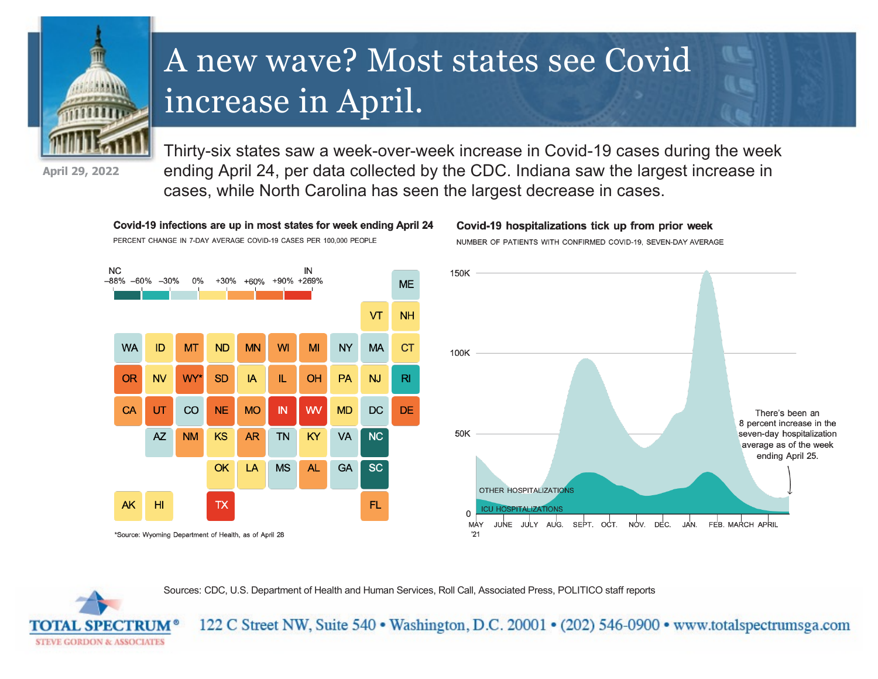# A new wave? Most states see Covid increase in April.

April 29, 2022

Thirty-six states saw a week-over-week increase in Covid-19 cases during the week ending April 24, per data collected by the CDC. Indiana saw the largest increase in cases, while North Carolina has seen the largest decrease in cases.

**Covid-19 infections are up in most states for week ending April 24**

PERCENT CHANGE IN 7-DAY AVERAGE COVID-19 CASES PER 100,000 PEOPLE

NC –88% –60% –30% 0% +30% +60% +90% +269% IN

ME

VT NH

WA ID MT ND MN WI MI NY MA CT

OR NV WY* SD IA IL OH PA NJ RI

CA UT CO NE MO IN WV MD DC DE

AZ NM KS AR TN KY VA NC

OK LA MS AL GA SC

AK HI TX FL

*Source: Wyoming Department of Health, as of April 28

**Covid-19 hospitalizations tick up from prior week**

NUMBER OF PATIENTS WITH CONFIRMED COVID-19, SEVEN-DAY AVERAGE

150K, 100K, 50K, 0

OTHER HOSPITALIZATIONS

ICU HOSPITALIZATIONS

MAY '21, JUNE, JULY, AUG., SEPT., OCT., NOV., DEC., JAN., FEB., MARCH, APRIL

There's been an 8 percent increase in the seven-day hospitalization average as of the week ending April 25.

Sources: CDC, U.S. Department of Health and Human Services, Roll Call, Associated Press, POLITICO staff reports

TOTAL SPECTRUM® STEVE GORDON & ASSOCIATES

122 C Street NW, Suite 540 • Washington, D.C. 20001 • (202) 546-0900 • www.totalspectrumsga.com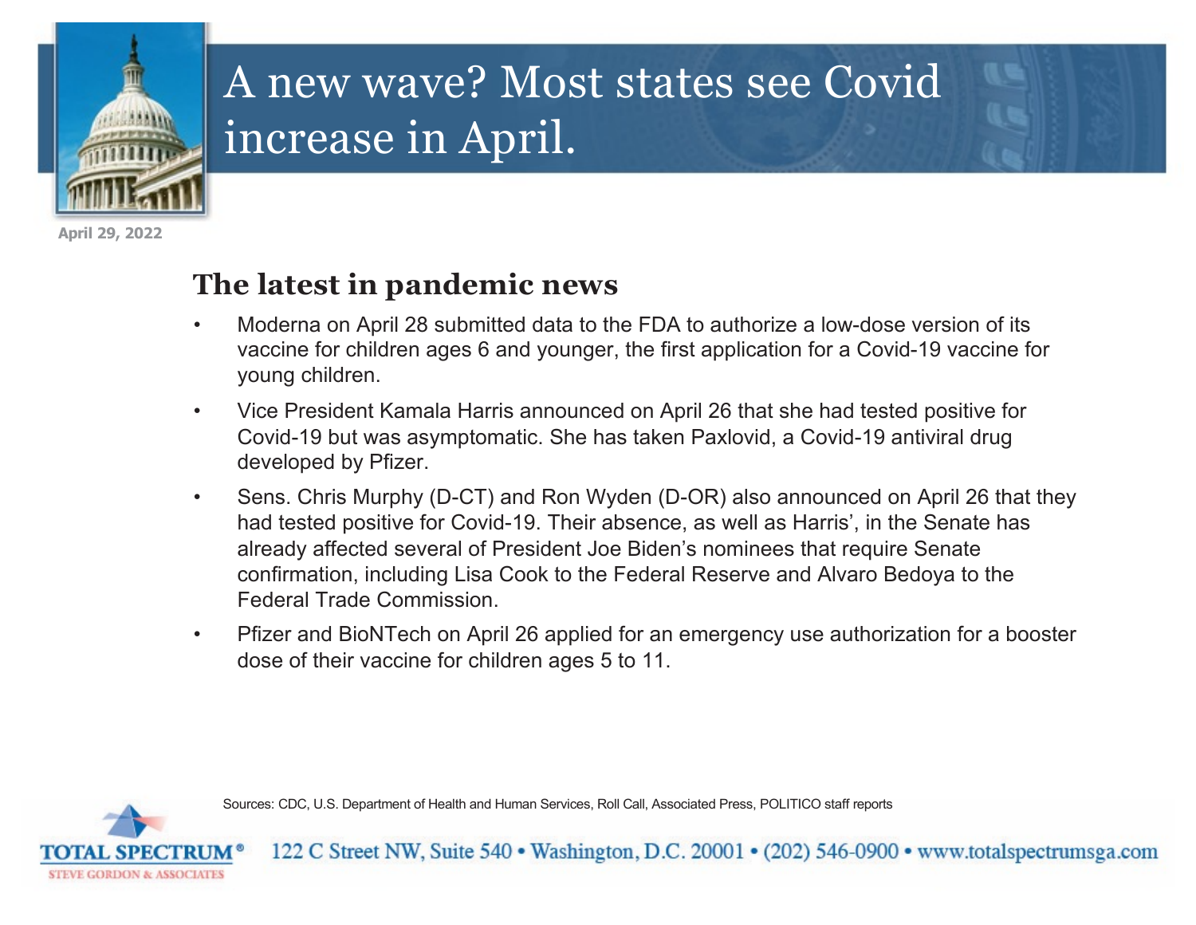# A new wave? Most states see Covid increase in April.

April 29, 2022

## The latest in pandemic news

- Moderna on April 28 submitted data to the FDA to authorize a low-dose version of its vaccine for children ages 6 and younger, the first application for a Covid-19 vaccine for young children.
- Vice President Kamala Harris announced on April 26 that she had tested positive for Covid-19 but was asymptomatic. She has taken Paxlovid, a Covid-19 antiviral drug developed by Pfizer.
- Sens. Chris Murphy (D-CT) and Ron Wyden (D-OR) also announced on April 26 that they had tested positive for Covid-19. Their absence, as well as Harris', in the Senate has already affected several of President Joe Biden's nominees that require Senate confirmation, including Lisa Cook to the Federal Reserve and Alvaro Bedoya to the Federal Trade Commission.
- Pfizer and BioNTech on April 26 applied for an emergency use authorization for a booster dose of their vaccine for children ages 5 to 11.

Sources: CDC, U.S. Department of Health and Human Services, Roll Call, Associated Press, POLITICO staff reports

TOTAL SPECTRUM® STEVE GORDON & ASSOCIATES 122 C Street NW, Suite 540 • Washington, D.C. 20001 • (202) 546-0900 • www.totalspectrumsga.com